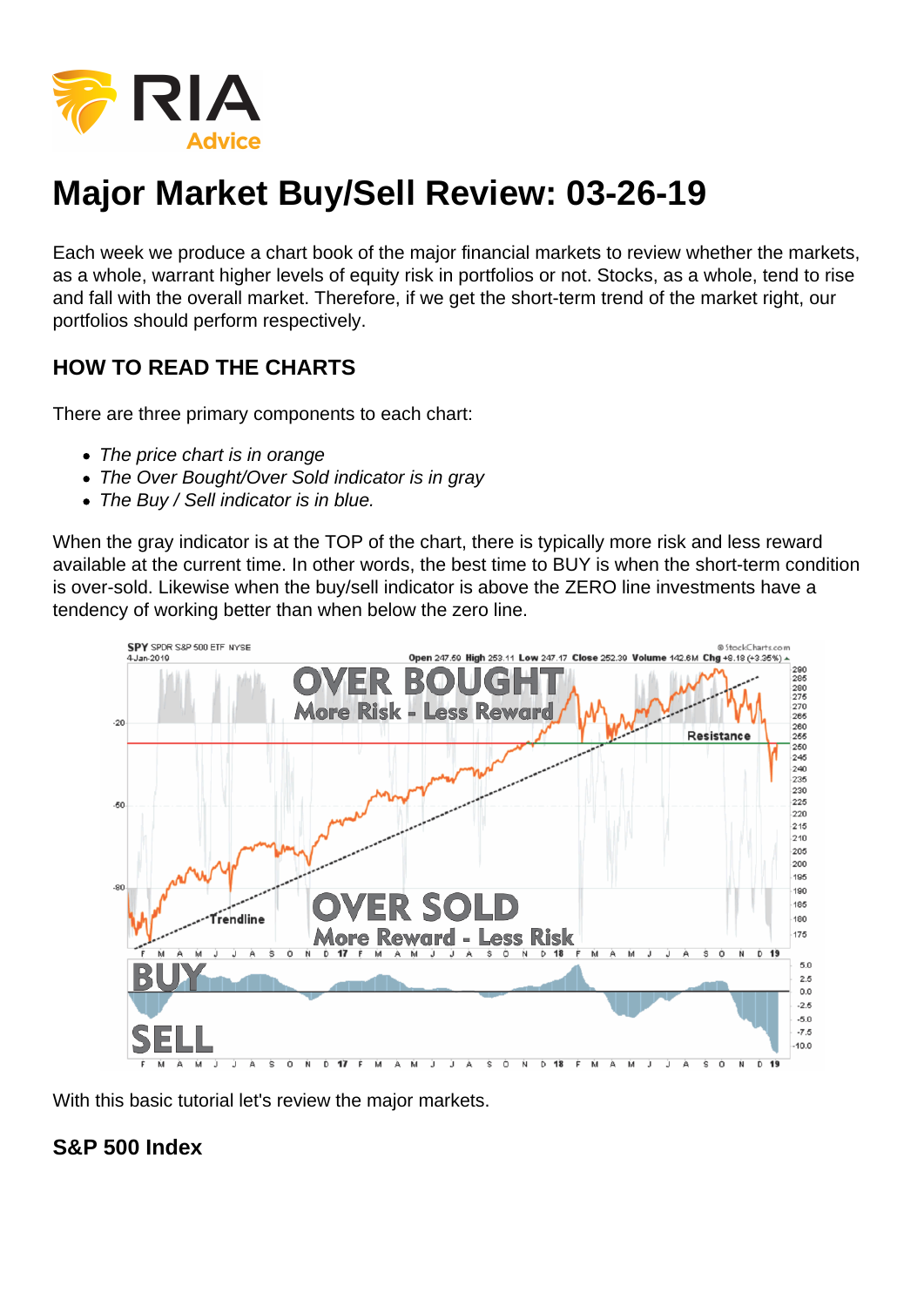# Major Market Buy/Sell Review: 03-26-19

Each week we produce a chart book of the major financial markets to review whether the markets, as a whole, warrant higher levels of equity risk in portfolios or not. Stocks, as a whole, tend to rise and fall with the overall market. Therefore, if we get the short-term trend of the market right, our portfolios should perform respectively.

## HOW TO READ THE CHARTS

There are three primary components to each chart:

- *The price chart is in orange*
- *The Over Bought/Over Sold indicator is in gray*
- *The Buy / Sell indicator is in blue.*

When the gray indicator is at the TOP of the chart, there is typically more risk and less reward available at the current time. In other words, the best time to BUY is when the short-term condition is over-sold. Likewise when the buy/sell indicator is above the ZERO line investments have a tendency of working better than when below the zero line.

With this basic tutorial let's review the major markets.

## S&P 500 Index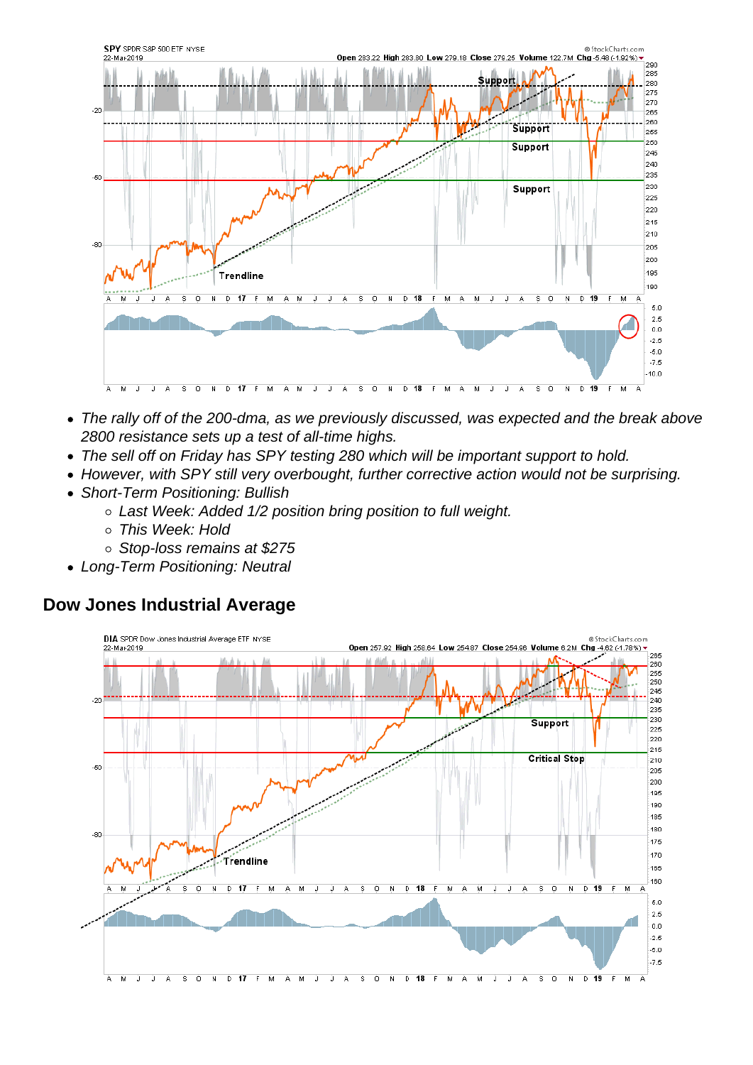- *The rally off of the 200-dma, as we previously discussed, was expected and the break above 2800 resistance sets up a test of all-time highs.*
- *The sell off on Friday has SPY testing 280 which will be important support to hold.*
- *However, with SPY still very overbought, further corrective action would not be surprising.*
- *Short-Term Positioning: Bullish*
  - *Last Week: Added 1/2 position bring position to full weight.*
  - *This Week: Hold*
  - *Stop-loss remains at $275*
- *Long-Term Positioning: Neutral*

## Dow Jones Industrial Average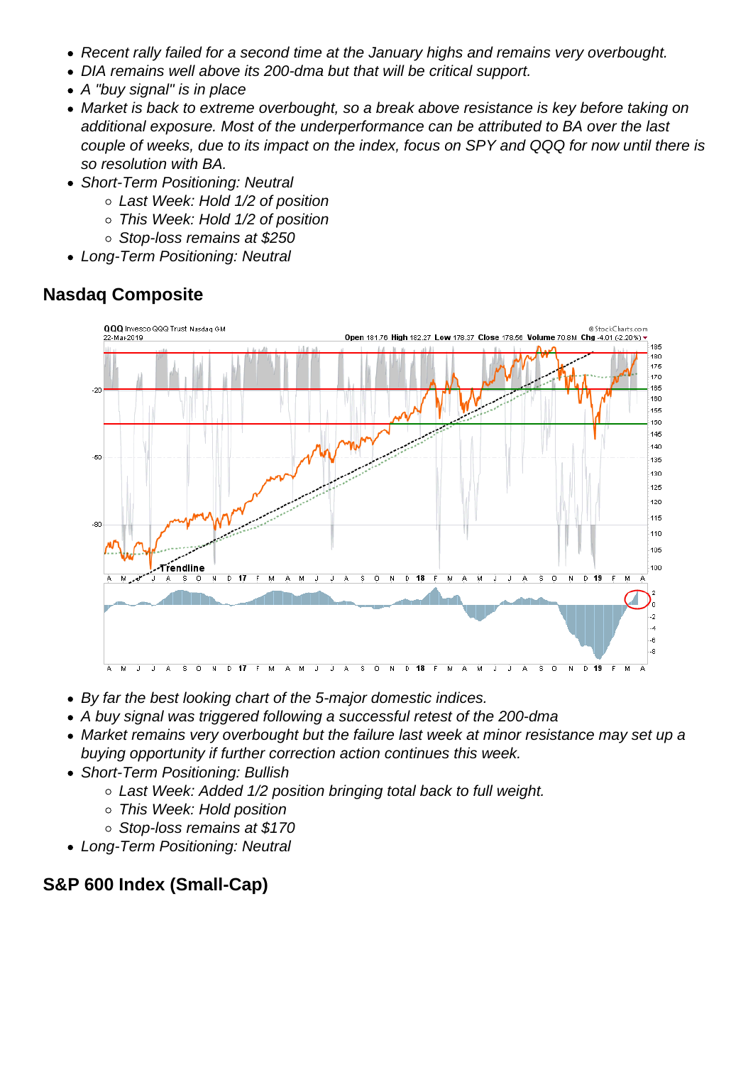- *Recent rally failed for a second time at the January highs and remains very overbought.*
- *DIA remains well above its 200-dma but that will be critical support.*
- *A "buy signal" is in place*
- *Market is back to extreme overbought, so a break above resistance is key before taking on additional exposure. Most of the underperformance can be attributed to BA over the last couple of weeks, due to its impact on the index, focus on SPY and QQQ for now until there is so resolution with BA.*
- *Short-Term Positioning: Neutral*
  - *Last Week: Hold 1/2 of position*
  - *This Week: Hold 1/2 of position*
  - *Stop-loss remains at $250*
- *Long-Term Positioning: Neutral*

## Nasdaq Composite

- *By far the best looking chart of the 5-major domestic indices.*
- *A buy signal was triggered following a successful retest of the 200-dma*
- *Market remains very overbought but the failure last week at minor resistance may set up a buying opportunity if further correction action continues this week.*
- *Short-Term Positioning: Bullish*
  - *Last Week: Added 1/2 position bringing total back to full weight.*
  - *This Week: Hold position*
  - *Stop-loss remains at $170*
- *Long-Term Positioning: Neutral*

## S&P 600 Index (Small-Cap)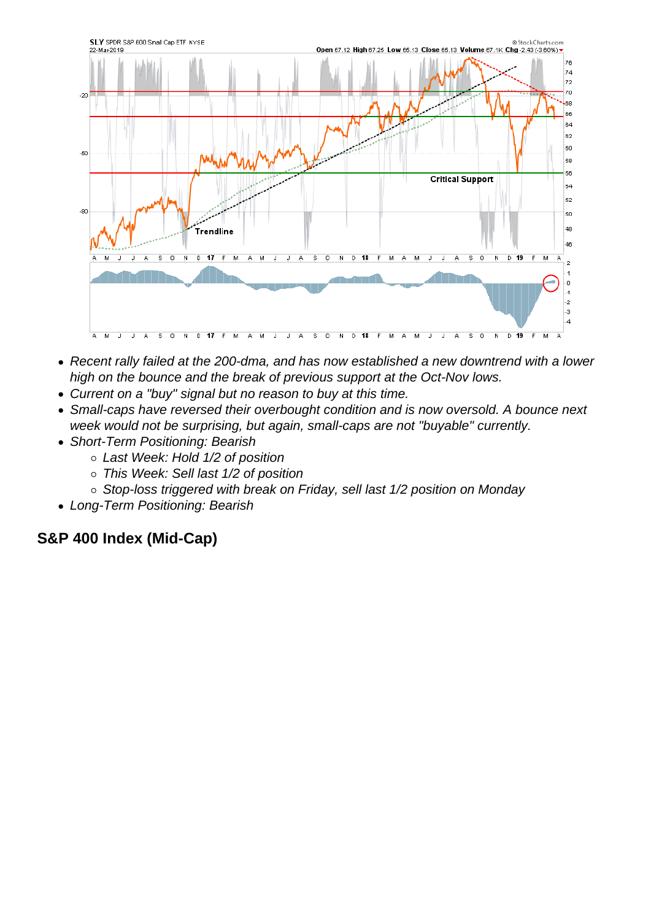- *Recent rally failed at the 200-dma, and has now established a new downtrend with a lower high on the bounce and the break of previous support at the Oct-Nov lows.*
- *Current on a "buy" signal but no reason to buy at this time.*
- *Small-caps have reversed their overbought condition and is now oversold. A bounce next week would not be surprising, but again, small-caps are not "buyable" currently.*
- *Short-Term Positioning: Bearish*
  - *Last Week: Hold 1/2 of position*
  - *This Week: Sell last 1/2 of position*
  - *Stop-loss triggered with break on Friday, sell last 1/2 position on Monday*
- *Long-Term Positioning: Bearish*

## S&P 400 Index (Mid-Cap)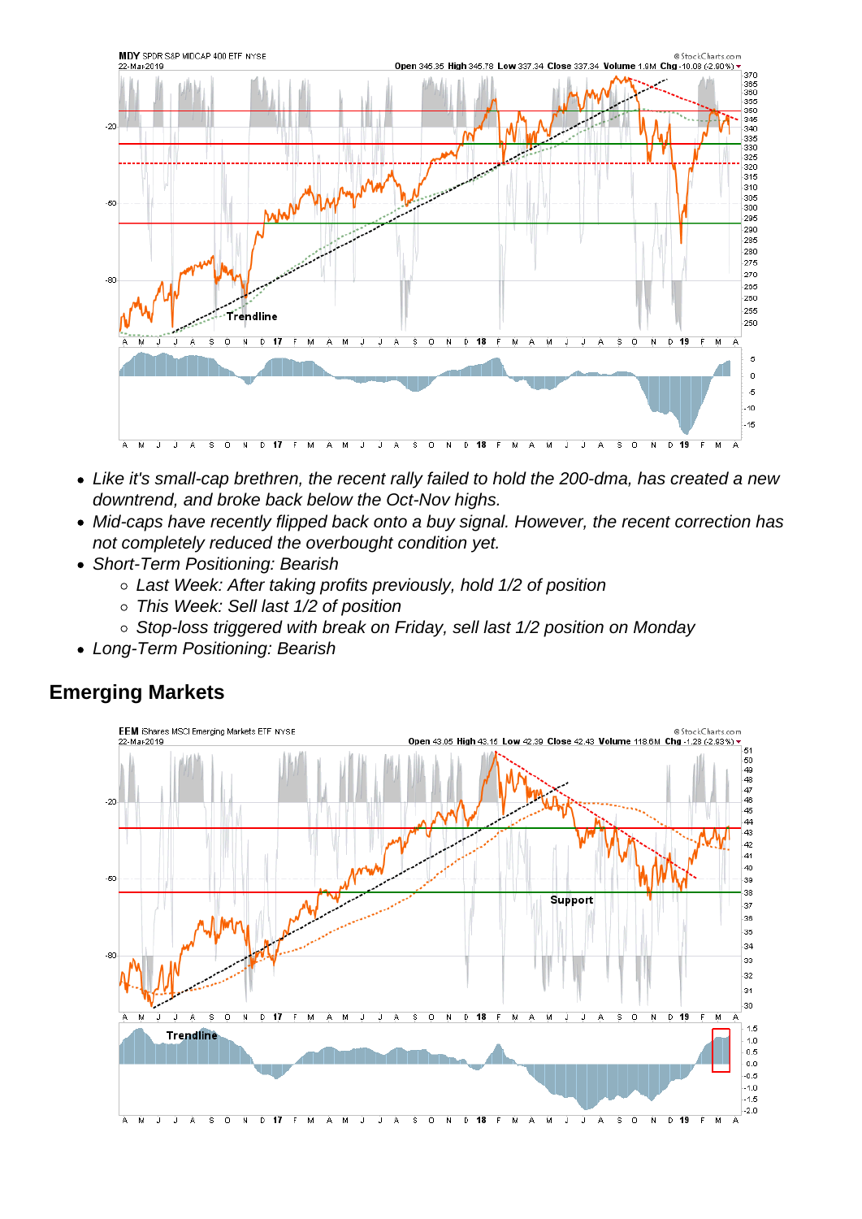- *Like it's small-cap brethren, the recent rally failed to hold the 200-dma, has created a new downtrend, and broke back below the Oct-Nov highs.*
- *Mid-caps have recently flipped back onto a buy signal. However, the recent correction has not completely reduced the overbought condition yet.*
- *Short-Term Positioning: Bearish*
  - *Last Week: After taking profits previously, hold 1/2 of position*
  - *This Week: Sell last 1/2 of position*
  - *Stop-loss triggered with break on Friday, sell last 1/2 position on Monday*
- *Long-Term Positioning: Bearish*

## Emerging Markets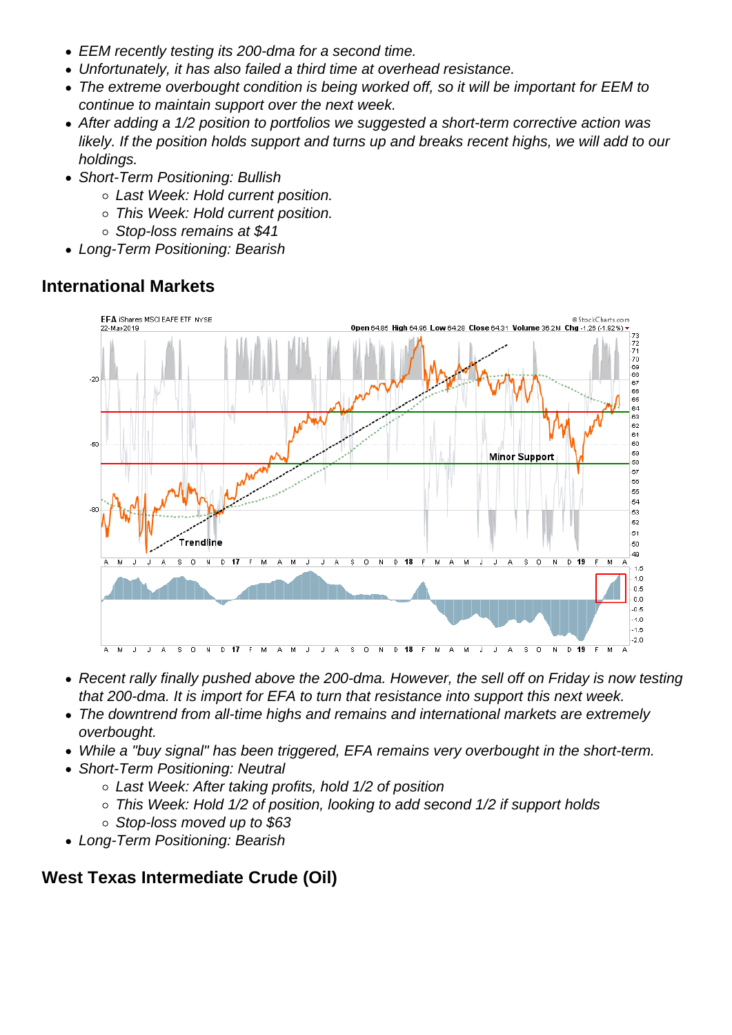- *EEM recently testing its 200-dma for a second time.*
- *Unfortunately, it has also failed a third time at overhead resistance.*
- *The extreme overbought condition is being worked off, so it will be important for EEM to continue to maintain support over the next week.*
- *After adding a 1/2 position to portfolios we suggested a short-term corrective action was likely. If the position holds support and turns up and breaks recent highs, we will add to our holdings.*
- *Short-Term Positioning: Bullish*
  - *Last Week: Hold current position.*
  - *This Week: Hold current position.*
  - *Stop-loss remains at $41*
- *Long-Term Positioning: Bearish*

## International Markets

- *Recent rally finally pushed above the 200-dma. However, the sell off on Friday is now testing that 200-dma. It is import for EFA to turn that resistance into support this next week.*
- *The downtrend from all-time highs and remains and international markets are extremely overbought.*
- *While a "buy signal" has been triggered, EFA remains very overbought in the short-term.*
- *Short-Term Positioning: Neutral*
  - *Last Week: After taking profits, hold 1/2 of position*
  - *This Week: Hold 1/2 of position, looking to add second 1/2 if support holds*
  - *Stop-loss moved up to $63*
- *Long-Term Positioning: Bearish*

## West Texas Intermediate Crude (Oil)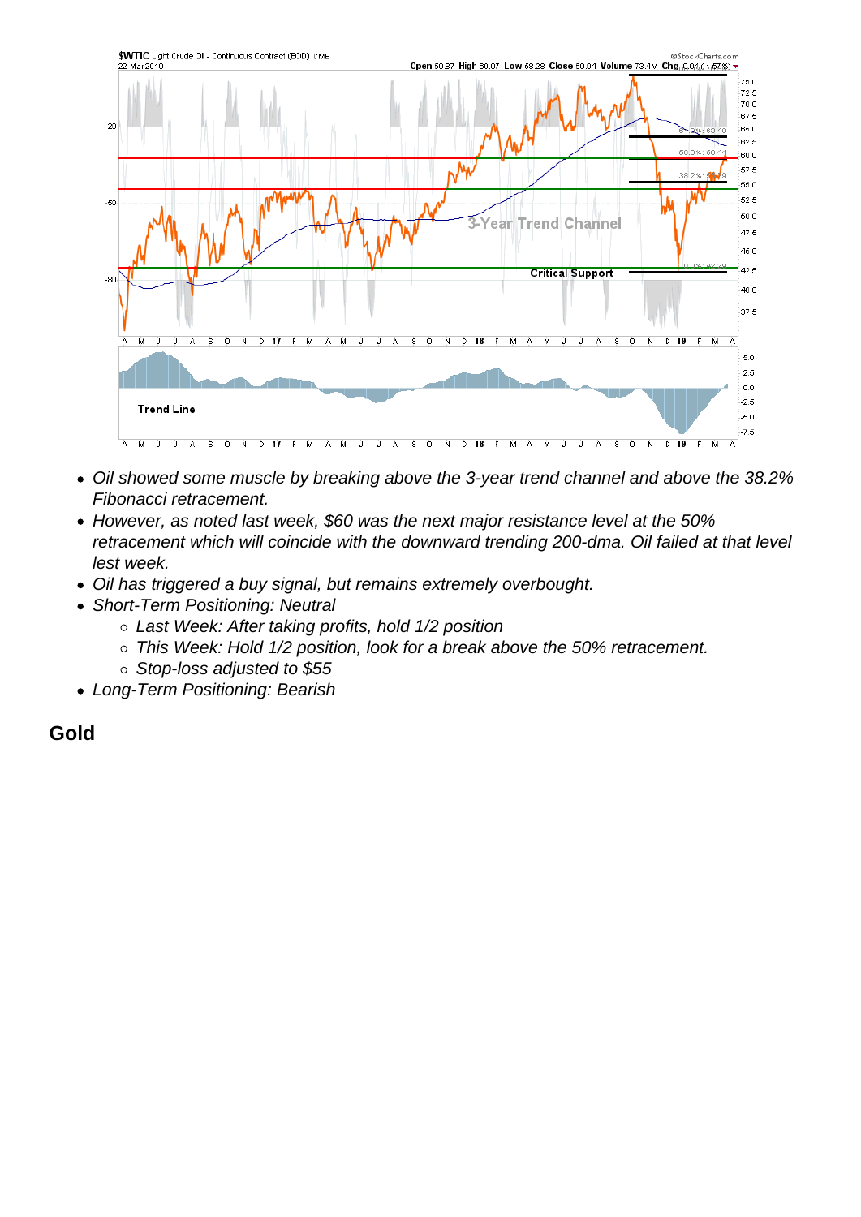- *Oil showed some muscle by breaking above the 3-year trend channel and above the 38.2% Fibonacci retracement.*
- *However, as noted last week, $60 was the next major resistance level at the 50% retracement which will coincide with the downward trending 200-dma. Oil failed at that level lest week.*
- *Oil has triggered a buy signal, but remains extremely overbought.*
- *Short-Term Positioning: Neutral*
  - *Last Week: After taking profits, hold 1/2 position*
  - *This Week: Hold 1/2 position, look for a break above the 50% retracement.*
  - *Stop-loss adjusted to $55*
- *Long-Term Positioning: Bearish*

## Gold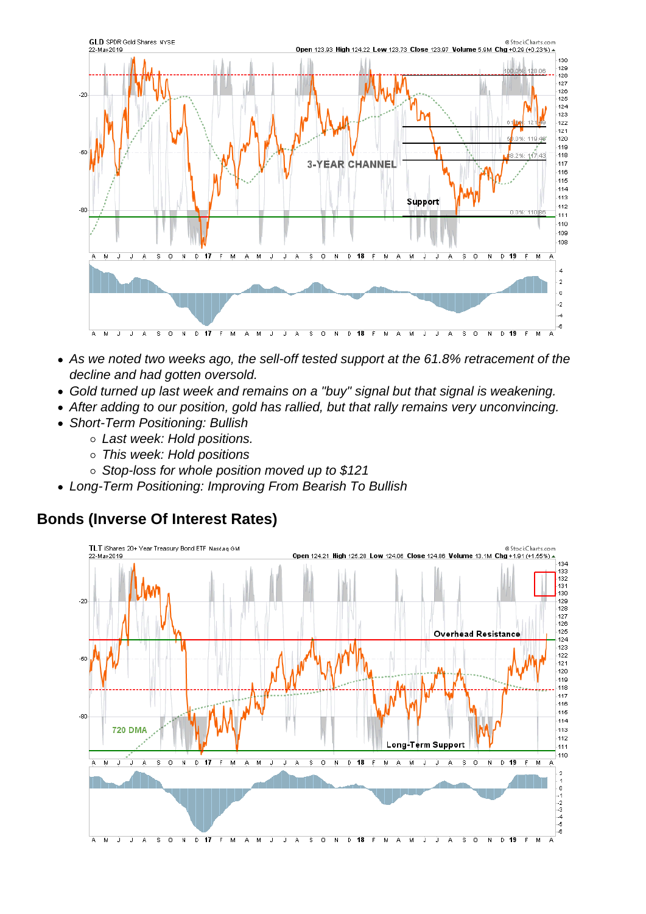- *As we noted two weeks ago, the sell-off tested support at the 61.8% retracement of the decline and had gotten oversold.*
- *Gold turned up last week and remains on a "buy" signal but that signal is weakening.*
- *After adding to our position, gold has rallied, but that rally remains very unconvincing.*
- *Short-Term Positioning: Bullish*
  - *Last week: Hold positions.*
  - *This week: Hold positions*
  - *Stop-loss for whole position moved up to $121*
- *Long-Term Positioning: Improving From Bearish To Bullish*

## Bonds (Inverse Of Interest Rates)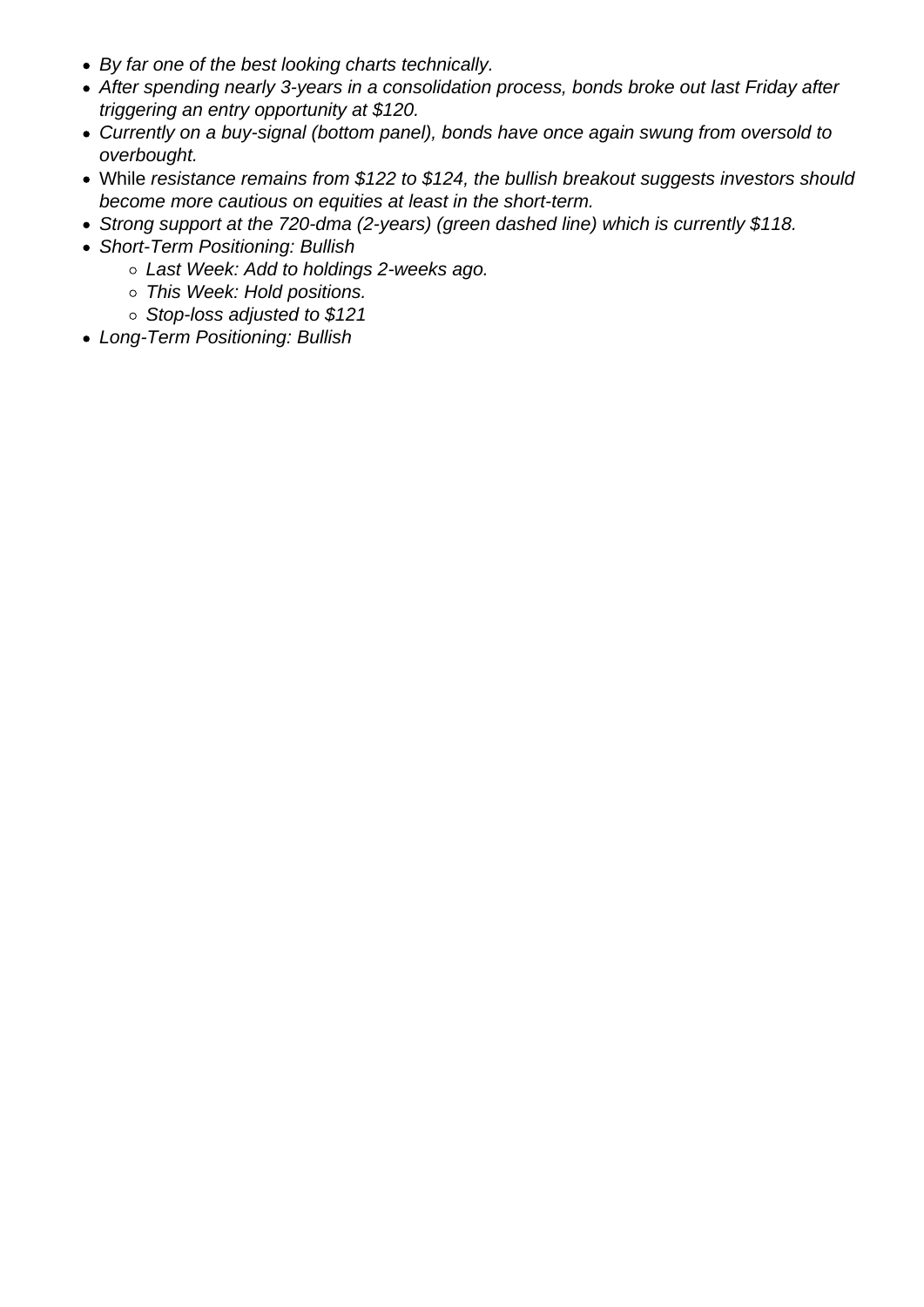- *By far one of the best looking charts technically.*
- *After spending nearly 3-years in a consolidation process, bonds broke out last Friday after triggering an entry opportunity at $120.*
- *Currently on a buy-signal (bottom panel), bonds have once again swung from oversold to overbought.*
- While *resistance remains from $122 to $124, the bullish breakout suggests investors should become more cautious on equities at least in the short-term.*
- *Strong support at the 720-dma (2-years) (green dashed line) which is currently $118.*
- *Short-Term Positioning: Bullish*
    - *Last Week: Add to holdings 2-weeks ago.*
    - *This Week: Hold positions.*
    - *Stop-loss adjusted to $121*
- *Long-Term Positioning: Bullish*